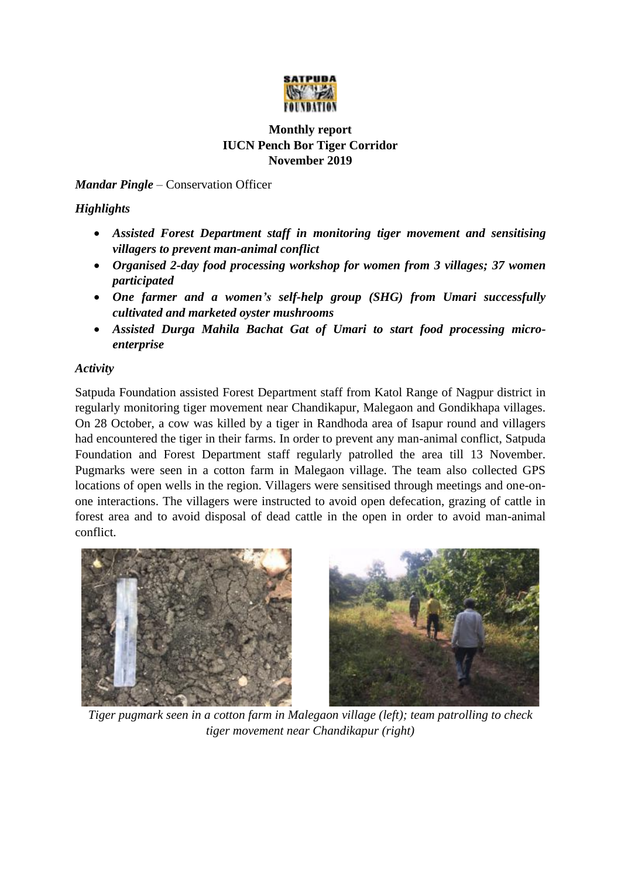**Monthly report**
**IUCN Pench Bor Tiger Corridor**
**November 2019**

***Mandar Pingle*** – Conservation Officer

***Highlights***

- ***Assisted Forest Department staff in monitoring tiger movement and sensitising villagers to prevent man-animal conflict***
- ***Organised 2-day food processing workshop for women from 3 villages; 37 women participated***
- ***One farmer and a women's self-help group (SHG) from Umari successfully cultivated and marketed oyster mushrooms***
- ***Assisted Durga Mahila Bachat Gat of Umari to start food processing micro-enterprise***

***Activity***

Satpuda Foundation assisted Forest Department staff from Katol Range of Nagpur district in regularly monitoring tiger movement near Chandikapur, Malegaon and Gondikhapa villages. On 28 October, a cow was killed by a tiger in Randhoda area of Isapur round and villagers had encountered the tiger in their farms. In order to prevent any man-animal conflict, Satpuda Foundation and Forest Department staff regularly patrolled the area till 13 November. Pugmarks were seen in a cotton farm in Malegaon village. The team also collected GPS locations of open wells in the region. Villagers were sensitised through meetings and one-on-one interactions. The villagers were instructed to avoid open defecation, grazing of cattle in forest area and to avoid disposal of dead cattle in the open in order to avoid man-animal conflict.

*Tiger pugmark seen in a cotton farm in Malegaon village (left); team patrolling to check tiger movement near Chandikapur (right)*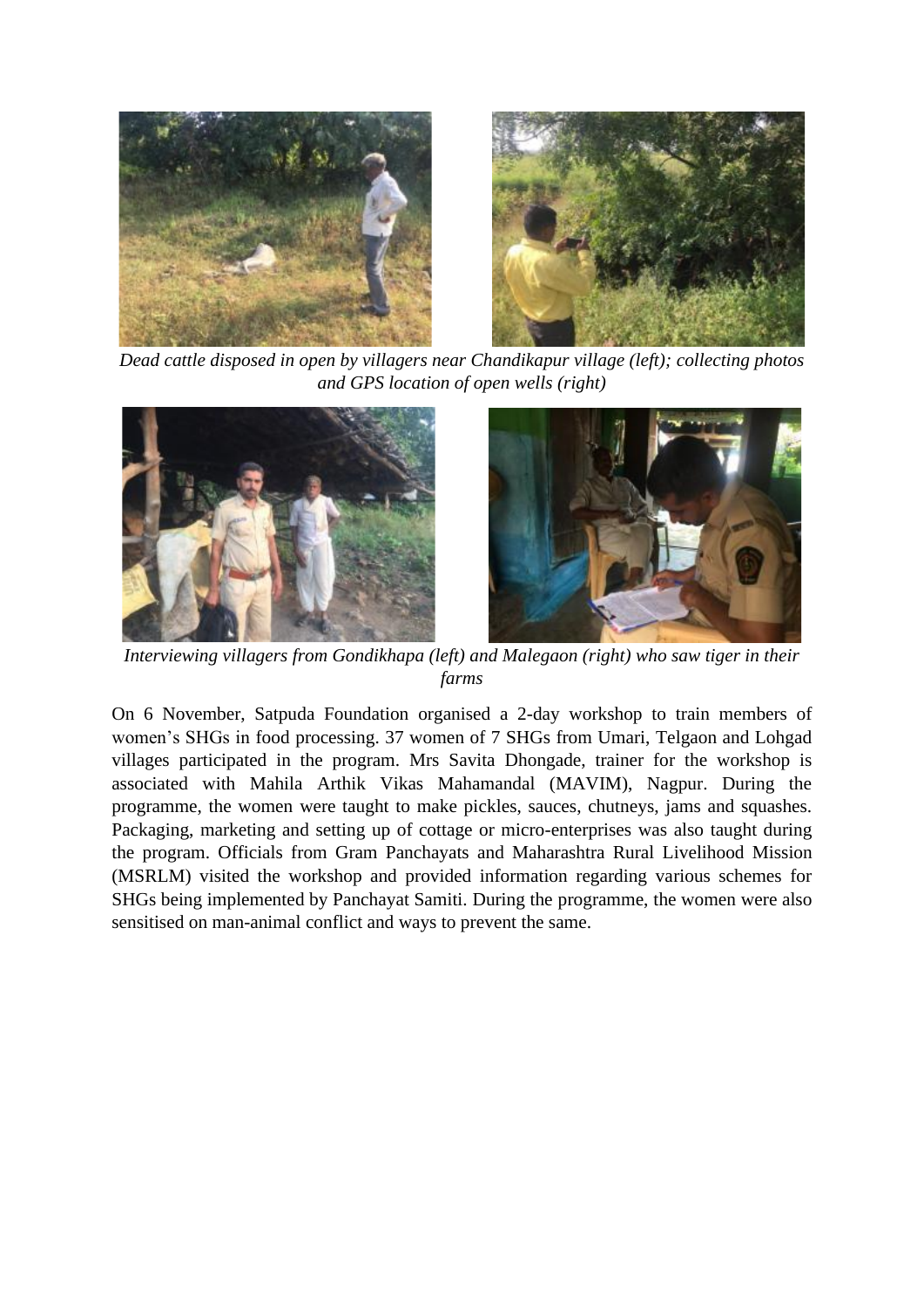*Dead cattle disposed in open by villagers near Chandikapur village (left); collecting photos and GPS location of open wells (right)*

*Interviewing villagers from Gondikhapa (left) and Malegaon (right) who saw tiger in their farms*

On 6 November, Satpuda Foundation organised a 2-day workshop to train members of women's SHGs in food processing. 37 women of 7 SHGs from Umari, Telgaon and Lohgad villages participated in the program. Mrs Savita Dhongade, trainer for the workshop is associated with Mahila Arthik Vikas Mahamandal (MAVIM), Nagpur. During the programme, the women were taught to make pickles, sauces, chutneys, jams and squashes. Packaging, marketing and setting up of cottage or micro-enterprises was also taught during the program. Officials from Gram Panchayats and Maharashtra Rural Livelihood Mission (MSRLM) visited the workshop and provided information regarding various schemes for SHGs being implemented by Panchayat Samiti. During the programme, the women were also sensitised on man-animal conflict and ways to prevent the same.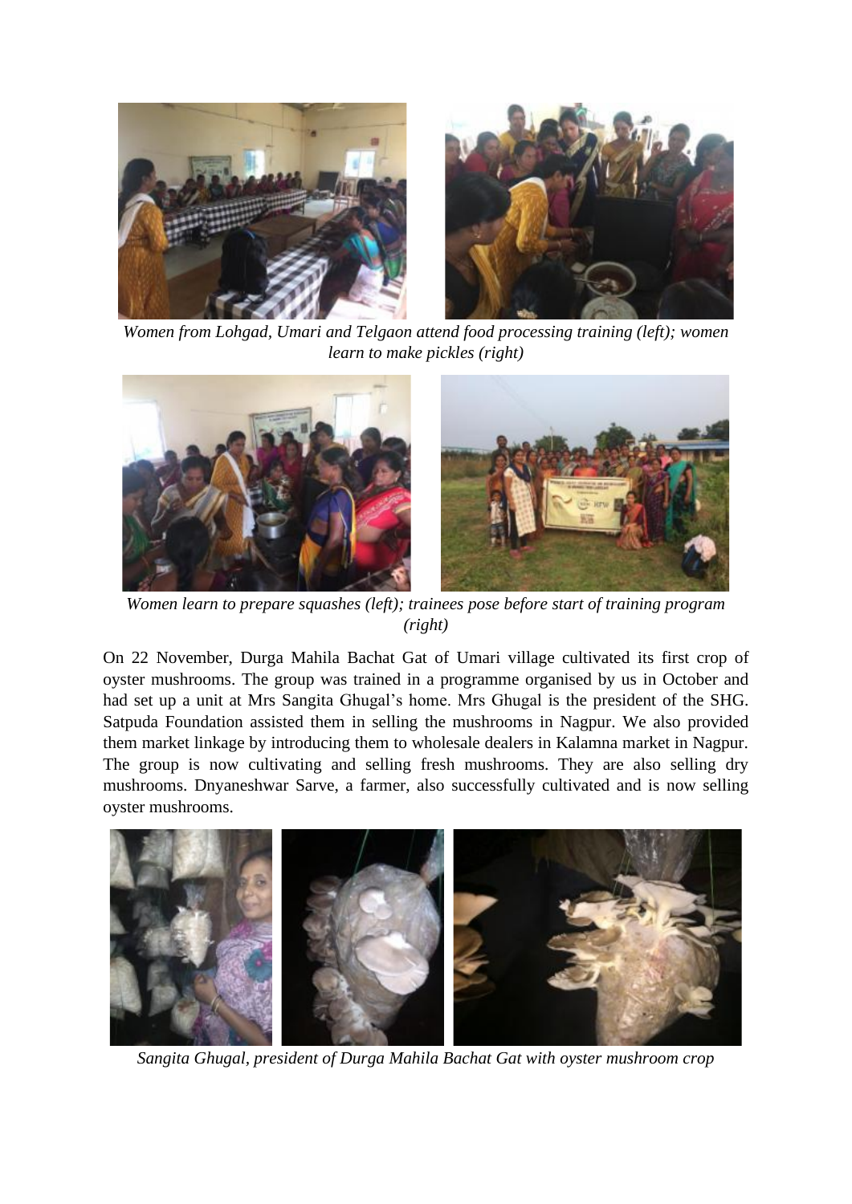*Women from Lohgad, Umari and Telgaon attend food processing training (left); women learn to make pickles (right)*

*Women learn to prepare squashes (left); trainees pose before start of training program (right)*

On 22 November, Durga Mahila Bachat Gat of Umari village cultivated its first crop of oyster mushrooms. The group was trained in a programme organised by us in October and had set up a unit at Mrs Sangita Ghugal's home. Mrs Ghugal is the president of the SHG. Satpuda Foundation assisted them in selling the mushrooms in Nagpur. We also provided them market linkage by introducing them to wholesale dealers in Kalamna market in Nagpur. The group is now cultivating and selling fresh mushrooms. They are also selling dry mushrooms. Dnyaneshwar Sarve, a farmer, also successfully cultivated and is now selling oyster mushrooms.

*Sangita Ghugal, president of Durga Mahila Bachat Gat with oyster mushroom crop*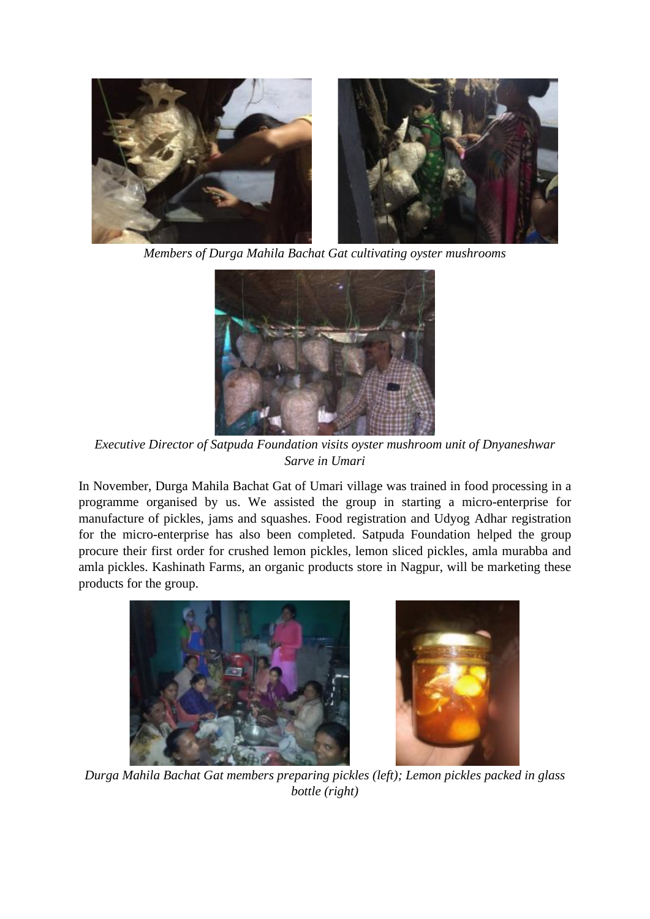*Members of Durga Mahila Bachat Gat cultivating oyster mushrooms*

*Executive Director of Satpuda Foundation visits oyster mushroom unit of Dnyaneshwar Sarve in Umari*

In November, Durga Mahila Bachat Gat of Umari village was trained in food processing in a programme organised by us. We assisted the group in starting a micro-enterprise for manufacture of pickles, jams and squashes. Food registration and Udyog Adhar registration for the micro-enterprise has also been completed. Satpuda Foundation helped the group procure their first order for crushed lemon pickles, lemon sliced pickles, amla murabba and amla pickles. Kashinath Farms, an organic products store in Nagpur, will be marketing these products for the group.

*Durga Mahila Bachat Gat members preparing pickles (left); Lemon pickles packed in glass bottle (right)*